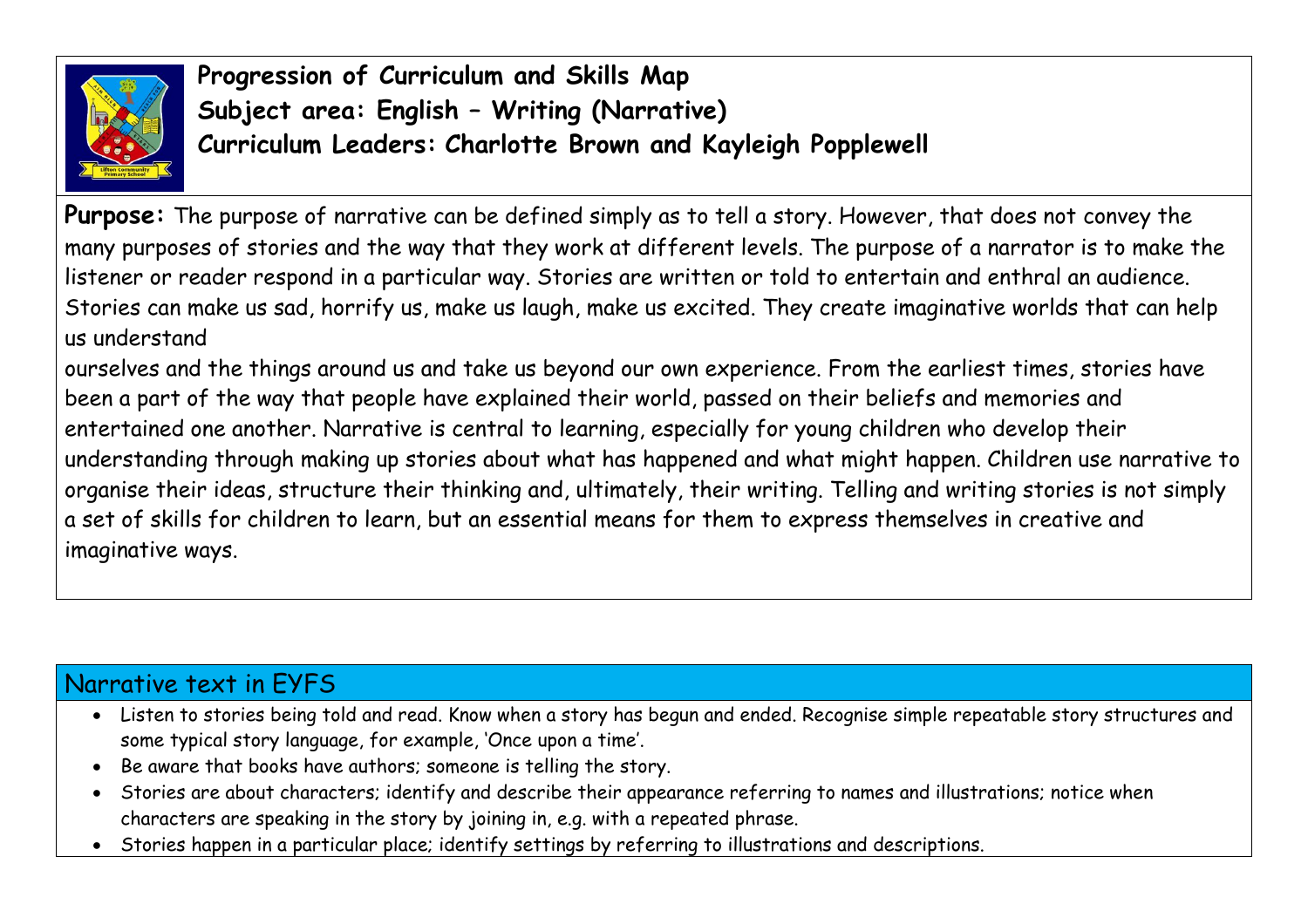# Progression of Curriculum and Skills Map
## Subject area: English – Writing (Narrative)
## Curriculum Leaders: Charlotte Brown and Kayleigh Popplewell

**Purpose:** The purpose of narrative can be defined simply as to tell a story. However, that does not convey the many purposes of stories and the way that they work at different levels. The purpose of a narrator is to make the listener or reader respond in a particular way. Stories are written or told to entertain and enthral an audience. Stories can make us sad, horrify us, make us laugh, make us excited. They create imaginative worlds that can help us understand ourselves and the things around us and take us beyond our own experience. From the earliest times, stories have been a part of the way that people have explained their world, passed on their beliefs and memories and entertained one another. Narrative is central to learning, especially for young children who develop their understanding through making up stories about what has happened and what might happen. Children use narrative to organise their ideas, structure their thinking and, ultimately, their writing. Telling and writing stories is not simply a set of skills for children to learn, but an essential means for them to express themselves in creative and imaginative ways.

## Narrative text in EYFS

- Listen to stories being told and read. Know when a story has begun and ended. Recognise simple repeatable story structures and some typical story language, for example, 'Once upon a time'.
- Be aware that books have authors; someone is telling the story.
- Stories are about characters; identify and describe their appearance referring to names and illustrations; notice when characters are speaking in the story by joining in, e.g. with a repeated phrase.
- Stories happen in a particular place; identify settings by referring to illustrations and descriptions.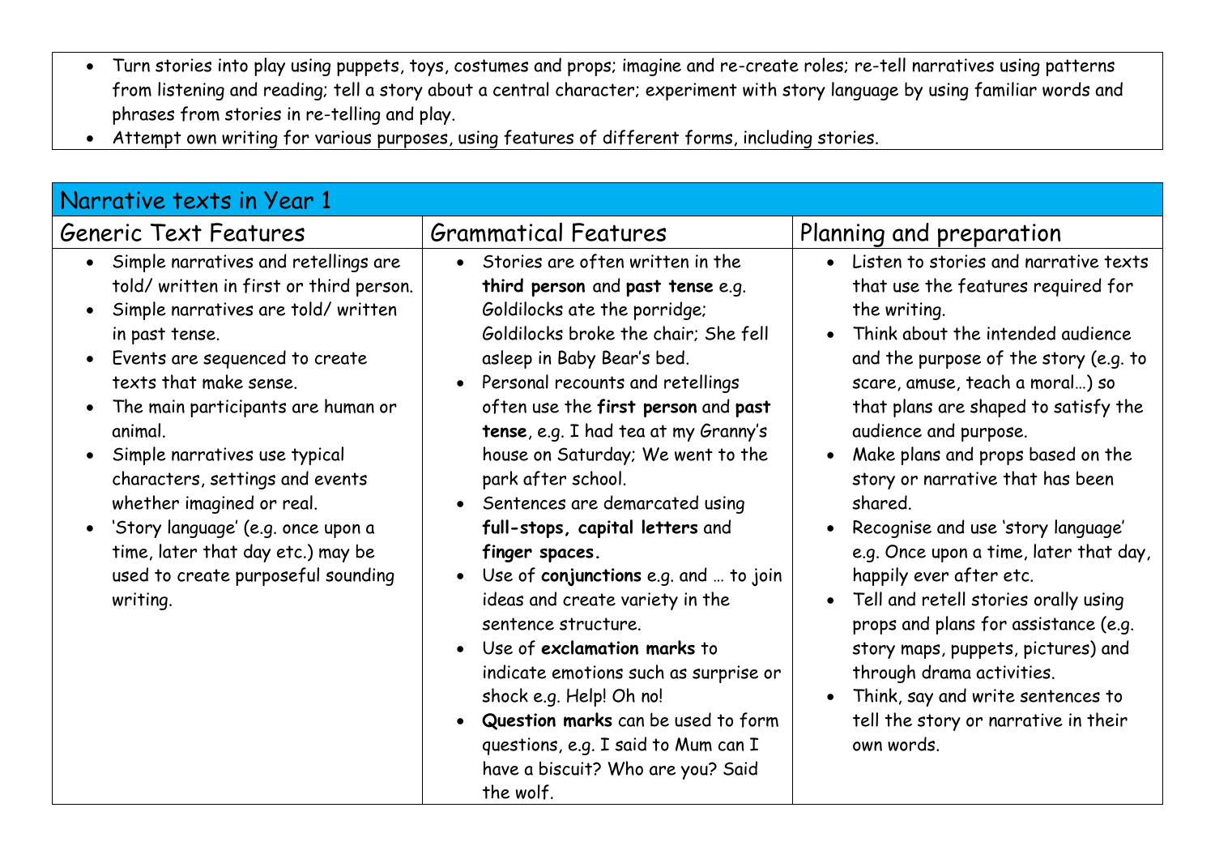- Turn stories into play using puppets, toys, costumes and props; imagine and re-create roles; re-tell narratives using patterns from listening and reading; tell a story about a central character; experiment with story language by using familiar words and phrases from stories in re-telling and play.
- Attempt own writing for various purposes, using features of different forms, including stories.

## Narrative texts in Year 1

| Generic Text Features | Grammatical Features | Planning and preparation |
| --- | --- | --- |
| • Simple narratives and retellings are told/ written in first or third person.<br>• Simple narratives are told/ written in past tense.<br>• Events are sequenced to create texts that make sense.<br>• The main participants are human or animal.<br>• Simple narratives use typical characters, settings and events whether imagined or real.<br>• 'Story language' (e.g. once upon a time, later that day etc.) may be used to create purposeful sounding writing. | • Stories are often written in the **third person** and **past tense** e.g. Goldilocks ate the porridge; Goldilocks broke the chair; She fell asleep in Baby Bear's bed.<br>• Personal recounts and retellings often use the **first person** and **past tense**, e.g. I had tea at my Granny's house on Saturday; We went to the park after school.<br>• Sentences are demarcated using **full-stops, capital letters** and **finger spaces.**<br>• Use of **conjunctions** e.g. and … to join ideas and create variety in the sentence structure.<br>• Use of **exclamation marks** to indicate emotions such as surprise or shock e.g. Help! Oh no!<br>• **Question marks** can be used to form questions, e.g. I said to Mum can I have a biscuit? Who are you? Said the wolf. | • Listen to stories and narrative texts that use the features required for the writing.<br>• Think about the intended audience and the purpose of the story (e.g. to scare, amuse, teach a moral…) so that plans are shaped to satisfy the audience and purpose.<br>• Make plans and props based on the story or narrative that has been shared.<br>• Recognise and use 'story language' e.g. Once upon a time, later that day, happily ever after etc.<br>• Tell and retell stories orally using props and plans for assistance (e.g. story maps, puppets, pictures) and through drama activities.<br>• Think, say and write sentences to tell the story or narrative in their own words. |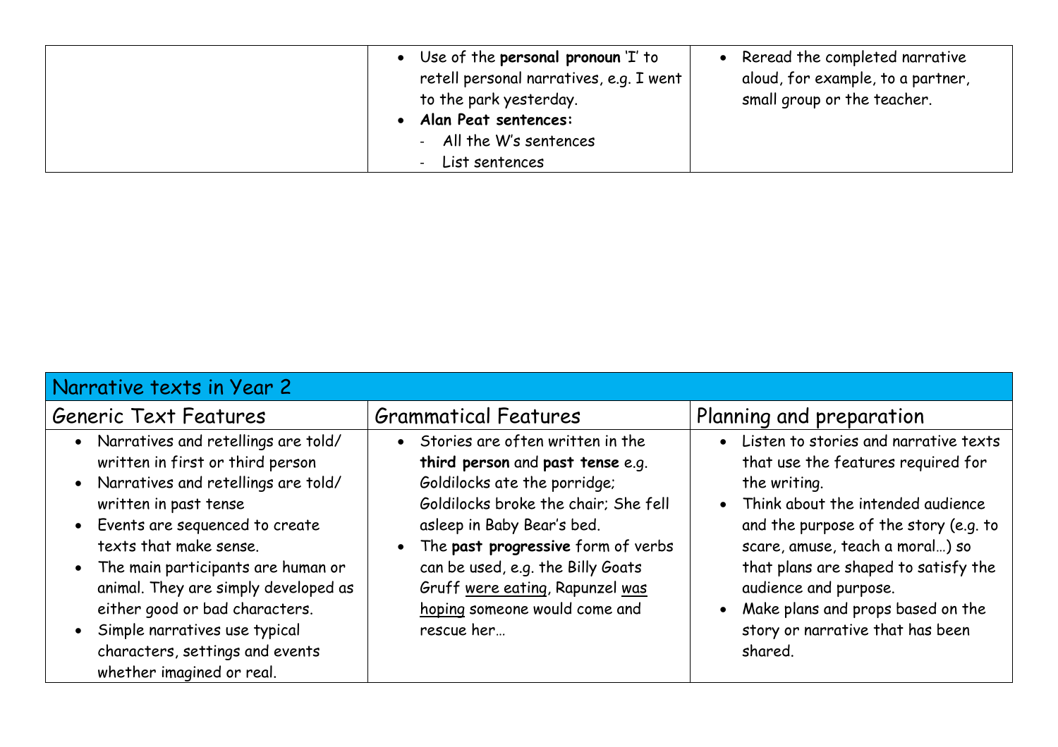| | | |
|---|---|---|
| | • Use of the **personal pronoun** 'I' to retell personal narratives, e.g. I went to the park yesterday.<br>• **Alan Peat sentences:**<br>- All the W's sentences<br>- List sentences | • Reread the completed narrative aloud, for example, to a partner, small group or the teacher. |

| Narrative texts in Year 2 | | |
|---|---|---|
| Generic Text Features | Grammatical Features | Planning and preparation |
| • Narratives and retellings are told/ written in first or third person<br>• Narratives and retellings are told/ written in past tense<br>• Events are sequenced to create texts that make sense.<br>• The main participants are human or animal. They are simply developed as either good or bad characters.<br>• Simple narratives use typical characters, settings and events whether imagined or real. | • Stories are often written in the **third person** and **past tense** e.g. Goldilocks ate the porridge; Goldilocks broke the chair; She fell asleep in Baby Bear's bed.<br>• The **past progressive** form of verbs can be used, e.g. the Billy Goats Gruff were eating, Rapunzel was hoping someone would come and rescue her… | • Listen to stories and narrative texts that use the features required for the writing.<br>• Think about the intended audience and the purpose of the story (e.g. to scare, amuse, teach a moral…) so that plans are shaped to satisfy the audience and purpose.<br>• Make plans and props based on the story or narrative that has been shared. |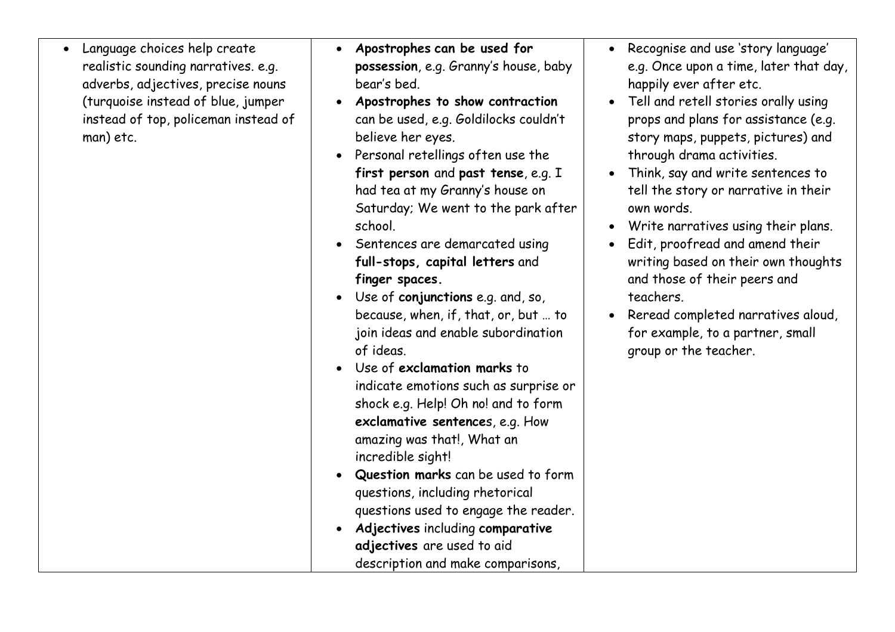| | | |
|---|---|---|
| • Language choices help create realistic sounding narratives. e.g. adverbs, adjectives, precise nouns (turquoise instead of blue, jumper instead of top, policeman instead of man) etc. | • **Apostrophes can be used for possession**, e.g. Granny's house, baby bear's bed.<br>• **Apostrophes to show contraction** can be used, e.g. Goldilocks couldn't believe her eyes.<br>• Personal retellings often use the **first person** and **past tense**, e.g. I had tea at my Granny's house on Saturday; We went to the park after school.<br>• Sentences are demarcated using **full-stops, capital letters** and **finger spaces.**<br>• Use of **conjunctions** e.g. and, so, because, when, if, that, or, but … to join ideas and enable subordination of ideas.<br>• Use of **exclamation marks** to indicate emotions such as surprise or shock e.g. Help! Oh no! and to form **exclamative sentence**s, e.g. How amazing was that!, What an incredible sight!<br>• **Question marks** can be used to form questions, including rhetorical questions used to engage the reader.<br>• **Adjectives** including **comparative adjectives** are used to aid description and make comparisons, | • Recognise and use 'story language' e.g. Once upon a time, later that day, happily ever after etc.<br>• Tell and retell stories orally using props and plans for assistance (e.g. story maps, puppets, pictures) and through drama activities.<br>• Think, say and write sentences to tell the story or narrative in their own words.<br>• Write narratives using their plans.<br>• Edit, proofread and amend their writing based on their own thoughts and those of their peers and teachers.<br>• Reread completed narratives aloud, for example, to a partner, small group or the teacher. |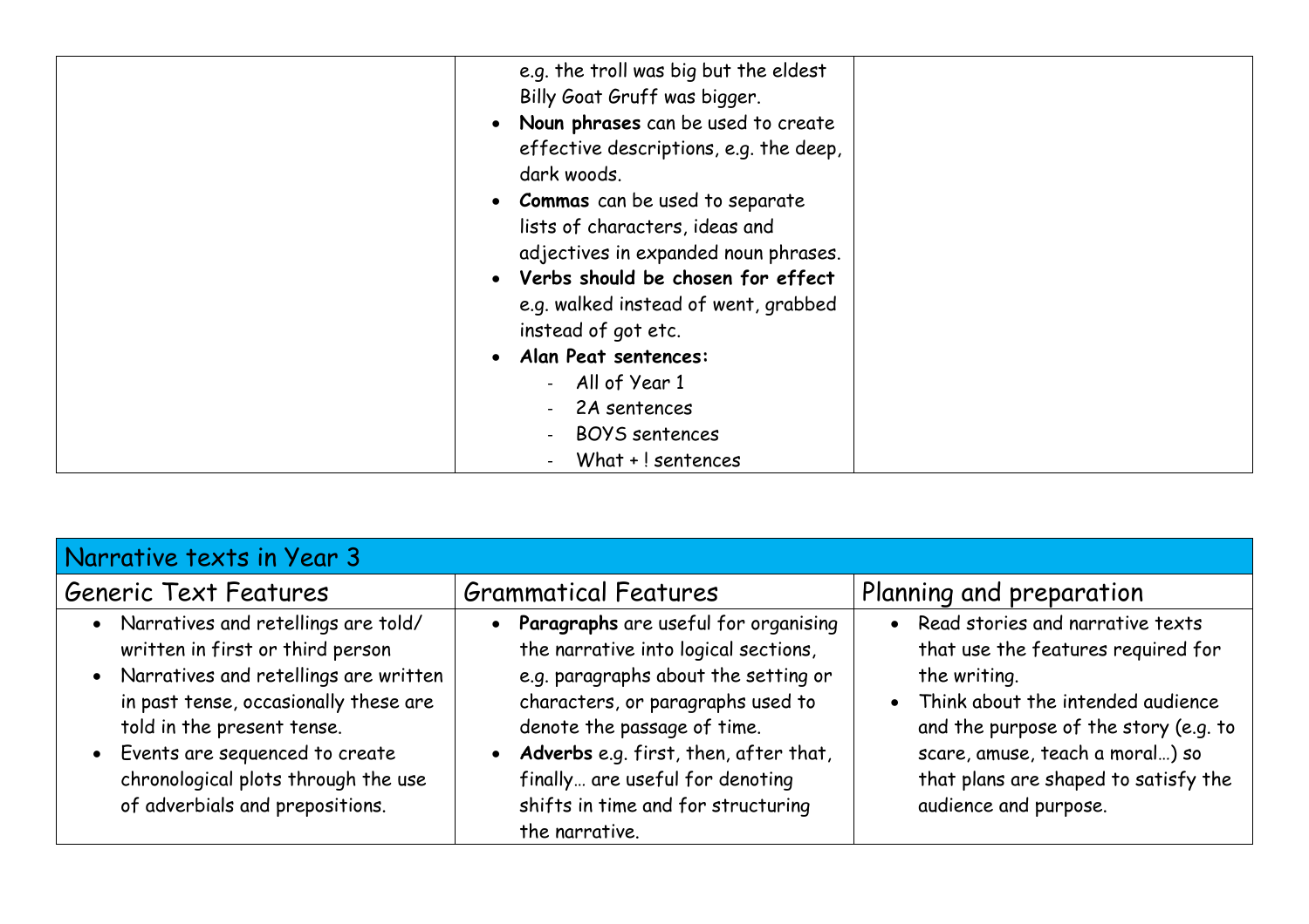| | | |
|---|---|---|
| | e.g. the troll was big but the eldest Billy Goat Gruff was bigger.<br>• **Noun phrases** can be used to create effective descriptions, e.g. the deep, dark woods.<br>• **Commas** can be used to separate lists of characters, ideas and adjectives in expanded noun phrases.<br>• **Verbs should be chosen for effect** e.g. walked instead of went, grabbed instead of got etc.<br>• **Alan Peat sentences:**<br>  - All of Year 1<br>  - 2A sentences<br>  - BOYS sentences<br>  - What + ! sentences | |

| Narrative texts in Year 3 | | |
|---|---|---|
| Generic Text Features | Grammatical Features | Planning and preparation |
| • Narratives and retellings are told/ written in first or third person<br>• Narratives and retellings are written in past tense, occasionally these are told in the present tense.<br>• Events are sequenced to create chronological plots through the use of adverbials and prepositions. | • **Paragraphs** are useful for organising the narrative into logical sections, e.g. paragraphs about the setting or characters, or paragraphs used to denote the passage of time.<br>• **Adverbs** e.g. first, then, after that, finally… are useful for denoting shifts in time and for structuring the narrative. | • Read stories and narrative texts that use the features required for the writing.<br>• Think about the intended audience and the purpose of the story (e.g. to scare, amuse, teach a moral…) so that plans are shaped to satisfy the audience and purpose. |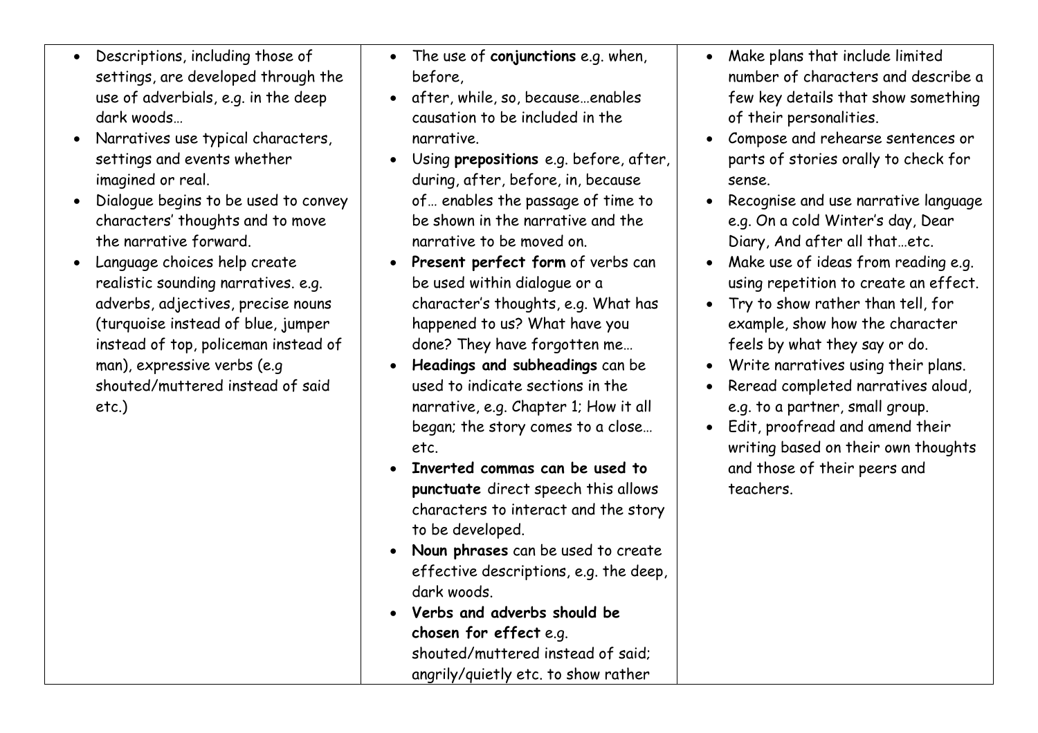| | | |
|---|---|---|
| • Descriptions, including those of settings, are developed through the use of adverbials, e.g. in the deep dark woods…<br>• Narratives use typical characters, settings and events whether imagined or real.<br>• Dialogue begins to be used to convey characters' thoughts and to move the narrative forward.<br>• Language choices help create realistic sounding narratives. e.g. adverbs, adjectives, precise nouns (turquoise instead of blue, jumper instead of top, policeman instead of man), expressive verbs (e.g shouted/muttered instead of said etc.) | • The use of **conjunctions** e.g. when, before,<br>• after, while, so, because…enables causation to be included in the narrative.<br>• Using **prepositions** e.g. before, after, during, after, before, in, because of… enables the passage of time to be shown in the narrative and the narrative to be moved on.<br>• **Present perfect form** of verbs can be used within dialogue or a character's thoughts, e.g. What has happened to us? What have you done? They have forgotten me…<br>• **Headings and subheadings** can be used to indicate sections in the narrative, e.g. Chapter 1; How it all began; the story comes to a close… etc.<br>• **Inverted commas can be used to punctuate** direct speech this allows characters to interact and the story to be developed.<br>• **Noun phrases** can be used to create effective descriptions, e.g. the deep, dark woods.<br>• **Verbs and adverbs should be chosen for effect** e.g. shouted/muttered instead of said; angrily/quietly etc. to show rather | • Make plans that include limited number of characters and describe a few key details that show something of their personalities.<br>• Compose and rehearse sentences or parts of stories orally to check for sense.<br>• Recognise and use narrative language e.g. On a cold Winter's day, Dear Diary, And after all that…etc.<br>• Make use of ideas from reading e.g. using repetition to create an effect.<br>• Try to show rather than tell, for example, show how the character feels by what they say or do.<br>• Write narratives using their plans.<br>• Reread completed narratives aloud, e.g. to a partner, small group.<br>• Edit, proofread and amend their writing based on their own thoughts and those of their peers and teachers. |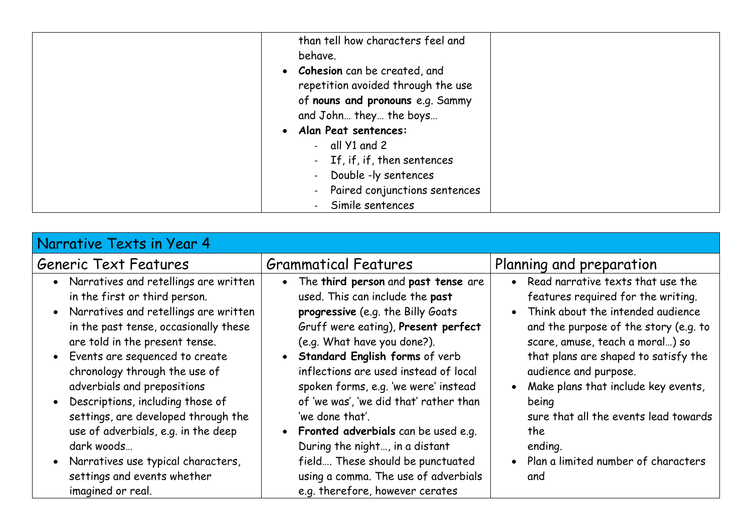| | | |
|---|---|---|
| | than tell how characters feel and behave.<br>• **Cohesion** can be created, and repetition avoided through the use of **nouns and pronouns** e.g. Sammy and John… they… the boys…<br>• **Alan Peat sentences:**<br>  - all Y1 and 2<br>  - If, if, if, then sentences<br>  - Double -ly sentences<br>  - Paired conjunctions sentences<br>  - Simile sentences | |

| Narrative Texts in Year 4 | | |
|---|---|---|
| Generic Text Features | Grammatical Features | Planning and preparation |
| • Narratives and retellings are written in the first or third person.<br>• Narratives and retellings are written in the past tense, occasionally these are told in the present tense.<br>• Events are sequenced to create chronology through the use of adverbials and prepositions<br>• Descriptions, including those of settings, are developed through the use of adverbials, e.g. in the deep dark woods…<br>• Narratives use typical characters, settings and events whether imagined or real. | • The **third person** and **past tense** are used. This can include the **past progressive** (e.g. the Billy Goats Gruff were eating), **Present perfect** (e.g. What have you done?).<br>• **Standard English forms** of verb inflections are used instead of local spoken forms, e.g. 'we were' instead of 'we was', 'we did that' rather than 'we done that'.<br>• **Fronted adverbials** can be used e.g. During the night…, in a distant field…. These should be punctuated using a comma. The use of adverbials e.g. therefore, however cerates | • Read narrative texts that use the features required for the writing.<br>• Think about the intended audience and the purpose of the story (e.g. to scare, amuse, teach a moral…) so that plans are shaped to satisfy the audience and purpose.<br>• Make plans that include key events, being sure that all the events lead towards the ending.<br>• Plan a limited number of characters and |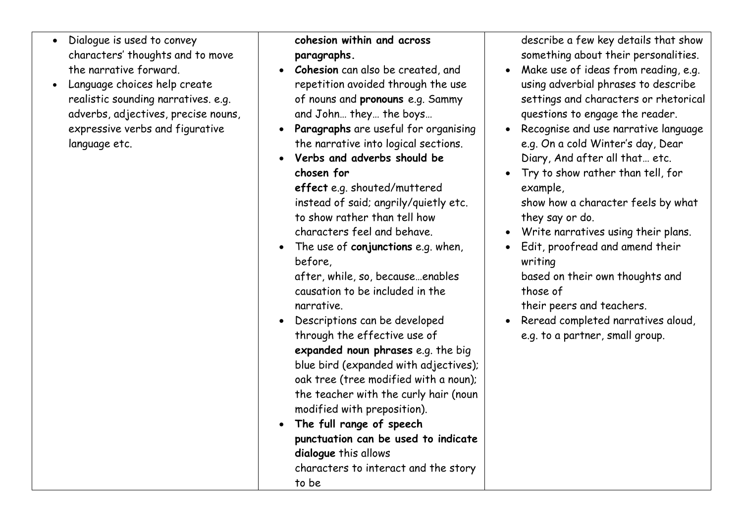| | | |
|---|---|---|
| • Dialogue is used to convey characters' thoughts and to move the narrative forward.<br>• Language choices help create realistic sounding narratives. e.g. adverbs, adjectives, precise nouns, expressive verbs and figurative language etc. | **cohesion within and across paragraphs.**<br>• **Cohesion** can also be created, and repetition avoided through the use of nouns and **pronouns** e.g. Sammy and John… they… the boys…<br>• **Paragraphs** are useful for organising the narrative into logical sections.<br>• **Verbs and adverbs should be chosen for effect** e.g. shouted/muttered instead of said; angrily/quietly etc. to show rather than tell how characters feel and behave.<br>• The use of **conjunctions** e.g. when, before, after, while, so, because…enables causation to be included in the narrative.<br>• Descriptions can be developed through the effective use of **expanded noun phrases** e.g. the big blue bird (expanded with adjectives); oak tree (tree modified with a noun); the teacher with the curly hair (noun modified with preposition).<br>• **The full range of speech punctuation can be used to indicate dialogue** this allows characters to interact and the story to be | describe a few key details that show something about their personalities.<br>• Make use of ideas from reading, e.g. using adverbial phrases to describe settings and characters or rhetorical questions to engage the reader.<br>• Recognise and use narrative language e.g. On a cold Winter's day, Dear Diary, And after all that… etc.<br>• Try to show rather than tell, for example, show how a character feels by what they say or do.<br>• Write narratives using their plans.<br>• Edit, proofread and amend their writing based on their own thoughts and those of their peers and teachers.<br>• Reread completed narratives aloud, e.g. to a partner, small group. |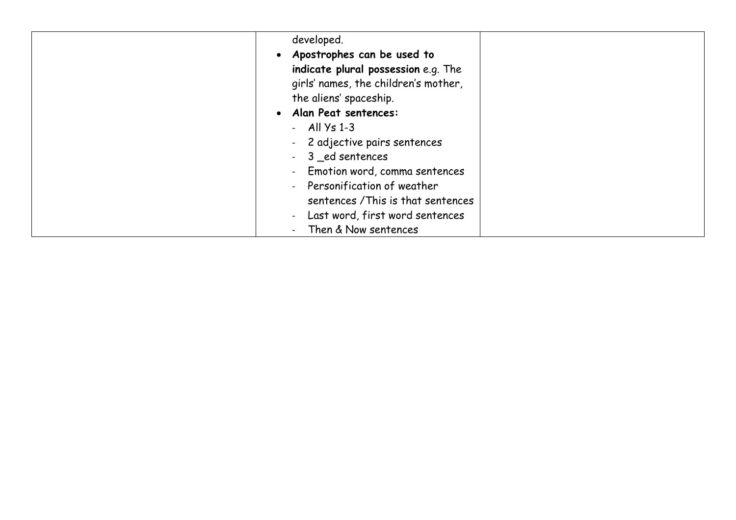|  | developed.<br>• **Apostrophes can be used to indicate plural possession** e.g. The girls' names, the children's mother, the aliens' spaceship.<br>• **Alan Peat sentences:**<br>- All Ys 1-3<br>- 2 adjective pairs sentences<br>- 3 _ed sentences<br>- Emotion word, comma sentences<br>- Personification of weather sentences /This is that sentences<br>- Last word, first word sentences<br>- Then & Now sentences |  |
|---|---|---|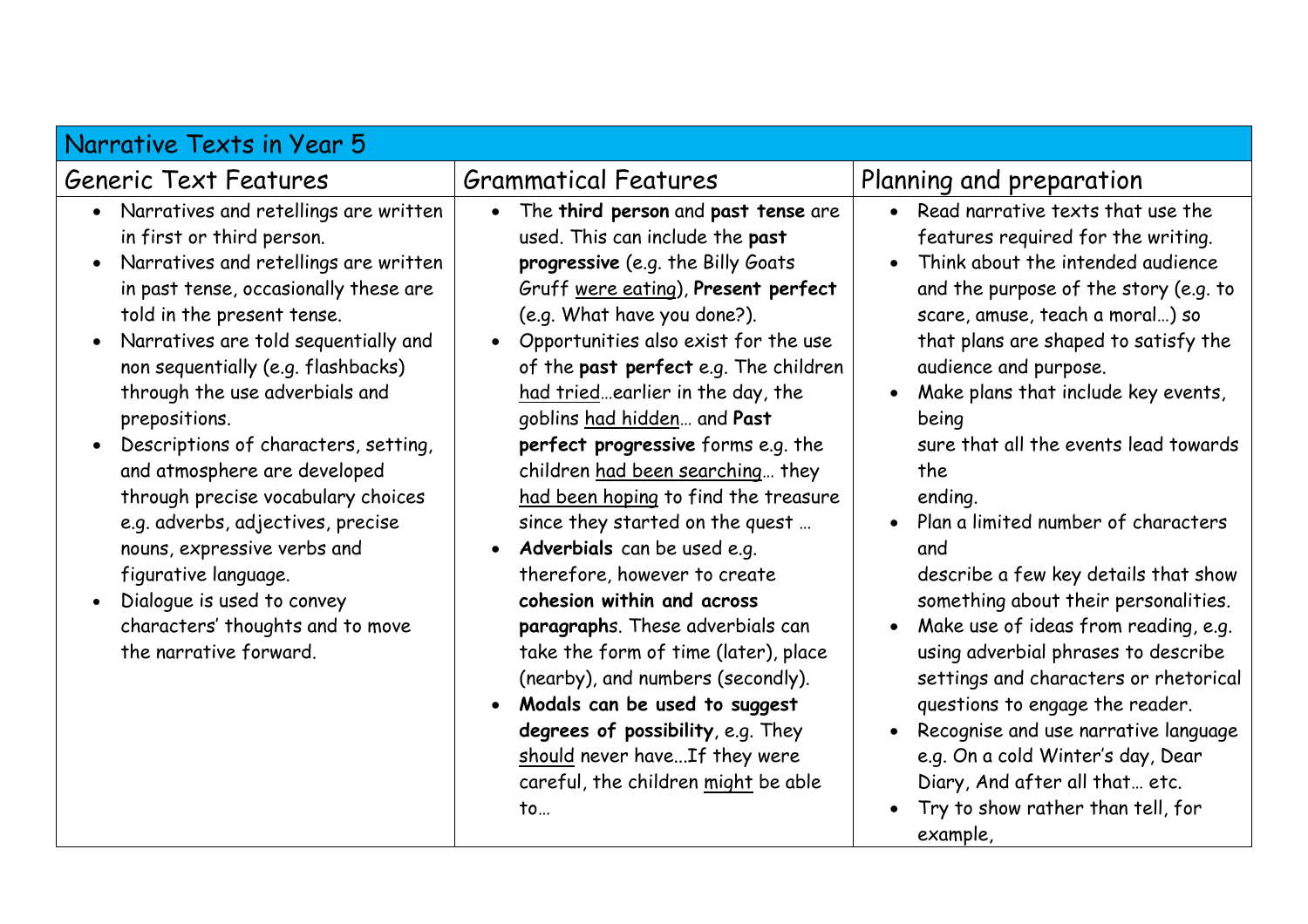| Narrative Texts in Year 5 | | |
|---|---|---|
| Generic Text Features | Grammatical Features | Planning and preparation |
| • Narratives and retellings are written in first or third person.<br>• Narratives and retellings are written in past tense, occasionally these are told in the present tense.<br>• Narratives are told sequentially and non sequentially (e.g. flashbacks) through the use adverbials and prepositions.<br>• Descriptions of characters, setting, and atmosphere are developed through precise vocabulary choices e.g. adverbs, adjectives, precise nouns, expressive verbs and figurative language.<br>• Dialogue is used to convey characters' thoughts and to move the narrative forward. | • The **third person** and **past tense** are used. This can include the **past progressive** (e.g. the Billy Goats Gruff were eating), **Present perfect** (e.g. What have you done?).<br>• Opportunities also exist for the use of the **past perfect** e.g. The children had tried…earlier in the day, the goblins had hidden… and **Past perfect progressive** forms e.g. the children had been searching… they had been hoping to find the treasure since they started on the quest …<br>• **Adverbials** can be used e.g. therefore, however to create **cohesion within and across paragraphs**. These adverbials can take the form of time (later), place (nearby), and numbers (secondly).<br>• **Modals can be used to suggest degrees of possibility**, e.g. They should never have...If they were careful, the children might be able to… | • Read narrative texts that use the features required for the writing.<br>• Think about the intended audience and the purpose of the story (e.g. to scare, amuse, teach a moral…) so that plans are shaped to satisfy the audience and purpose.<br>• Make plans that include key events, being sure that all the events lead towards the ending.<br>• Plan a limited number of characters and describe a few key details that show something about their personalities.<br>• Make use of ideas from reading, e.g. using adverbial phrases to describe settings and characters or rhetorical questions to engage the reader.<br>• Recognise and use narrative language e.g. On a cold Winter's day, Dear Diary, And after all that… etc.<br>• Try to show rather than tell, for example, |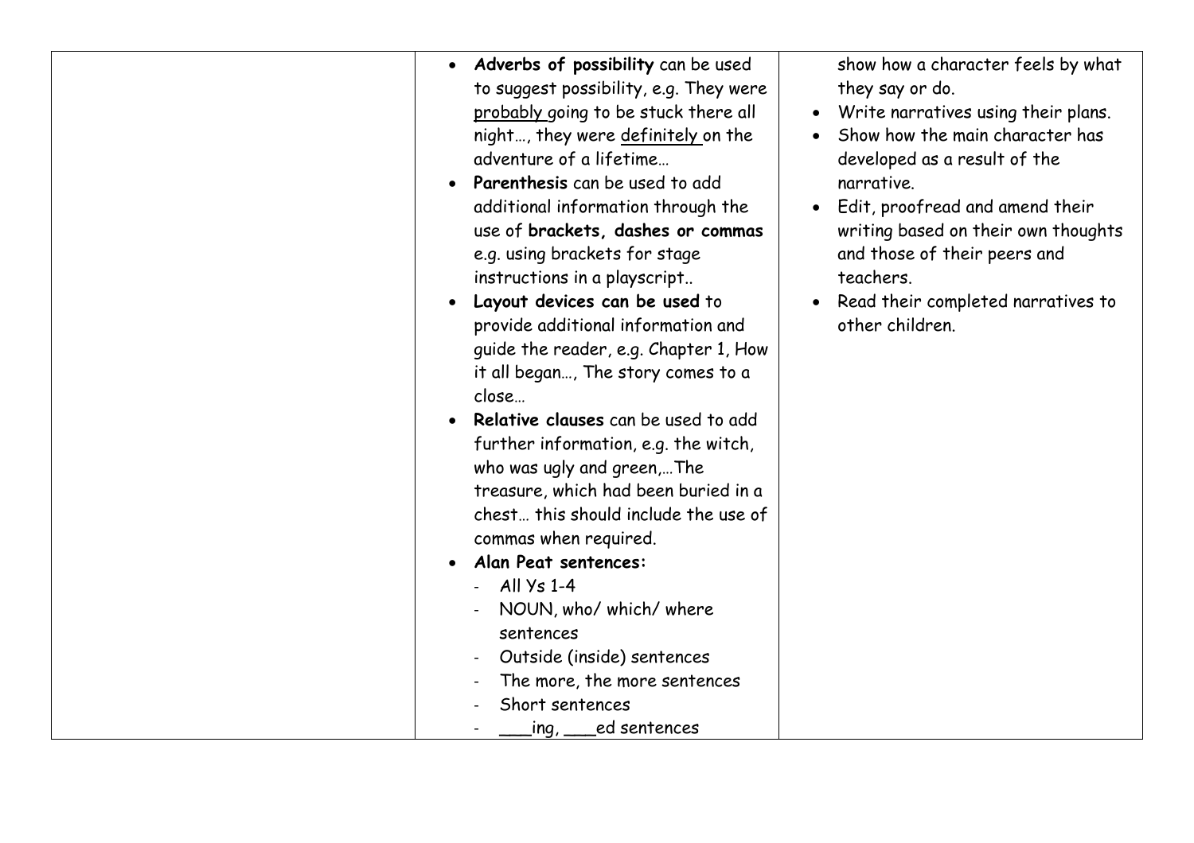| | | |
|---|---|---|
| | • **Adverbs of possibility** can be used to suggest possibility, e.g. They were <u>probably</u> going to be stuck there all night…, they were <u>definitely</u> on the adventure of a lifetime…<br>• **Parenthesis** can be used to add additional information through the use of **brackets, dashes or commas** e.g. using brackets for stage instructions in a playscript..<br>• **Layout devices can be used** to provide additional information and guide the reader, e.g. Chapter 1, How it all began…, The story comes to a close…<br>• **Relative clauses** can be used to add further information, e.g. the witch, who was ugly and green,…The treasure, which had been buried in a chest… this should include the use of commas when required.<br>• **Alan Peat sentences:**<br>- All Ys 1-4<br>- NOUN, who/ which/ where sentences<br>- Outside (inside) sentences<br>- The more, the more sentences<br>- Short sentences<br>- ___ing, ___ed sentences | show how a character feels by what they say or do.<br>• Write narratives using their plans.<br>• Show how the main character has developed as a result of the narrative.<br>• Edit, proofread and amend their writing based on their own thoughts and those of their peers and teachers.<br>• Read their completed narratives to other children. |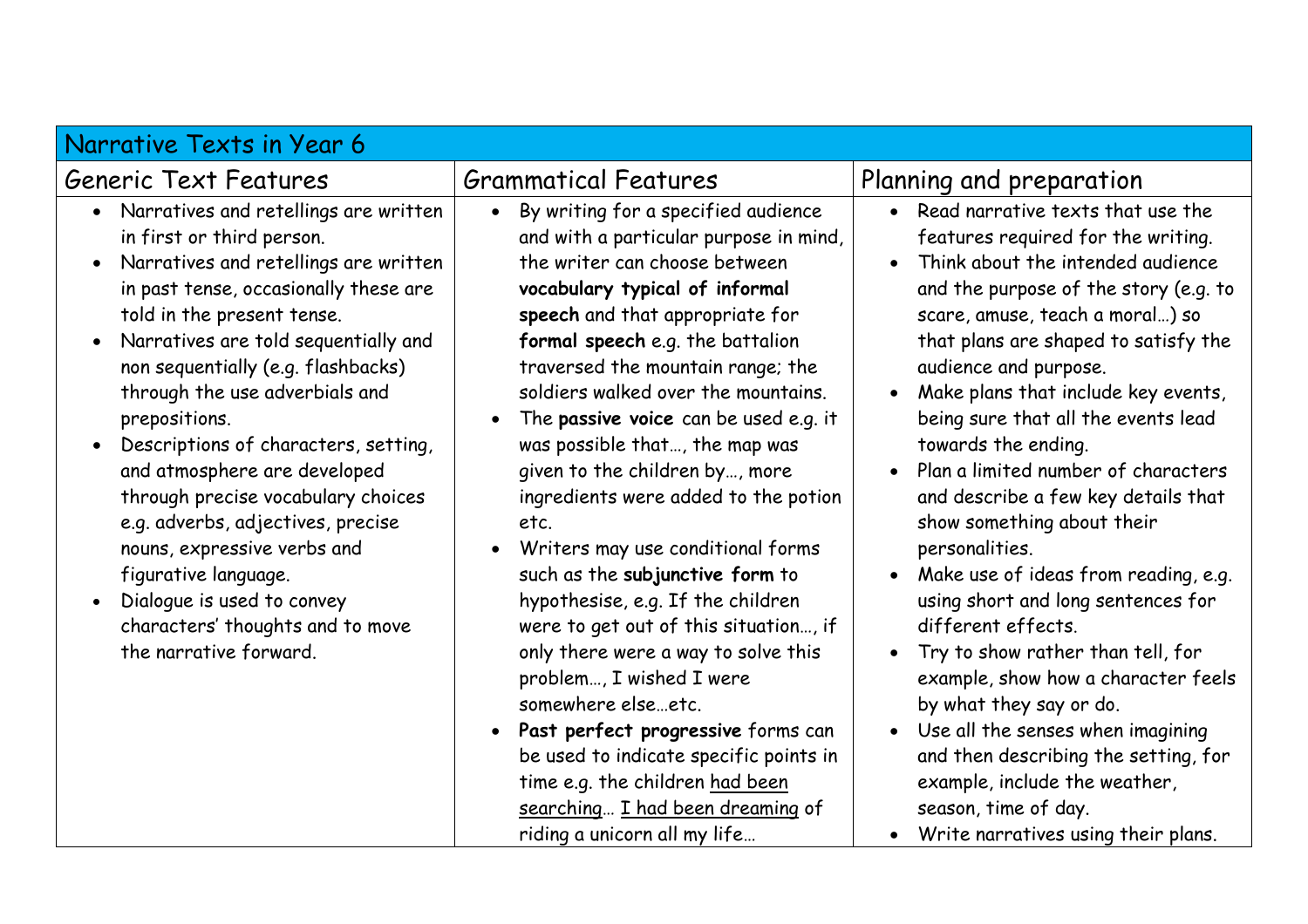| Narrative Texts in Year 6 | | |
|---|---|---|
| **Generic Text Features** | **Grammatical Features** | **Planning and preparation** |
| • Narratives and retellings are written in first or third person.<br>• Narratives and retellings are written in past tense, occasionally these are told in the present tense.<br>• Narratives are told sequentially and non sequentially (e.g. flashbacks) through the use adverbials and prepositions.<br>• Descriptions of characters, setting, and atmosphere are developed through precise vocabulary choices e.g. adverbs, adjectives, precise nouns, expressive verbs and figurative language.<br>• Dialogue is used to convey characters' thoughts and to move the narrative forward. | • By writing for a specified audience and with a particular purpose in mind, the writer can choose between **vocabulary typical of informal speech** and that appropriate for **formal speech** e.g. the battalion traversed the mountain range; the soldiers walked over the mountains.<br>• The **passive voice** can be used e.g. it was possible that…, the map was given to the children by…, more ingredients were added to the potion etc.<br>• Writers may use conditional forms such as the **subjunctive form** to hypothesise, e.g. If the children were to get out of this situation…, if only there were a way to solve this problem…, I wished I were somewhere else…etc.<br>• **Past perfect progressive** forms can be used to indicate specific points in time e.g. the children <u>had been searching</u>… <u>I had been dreaming</u> of riding a unicorn all my life… | • Read narrative texts that use the features required for the writing.<br>• Think about the intended audience and the purpose of the story (e.g. to scare, amuse, teach a moral…) so that plans are shaped to satisfy the audience and purpose.<br>• Make plans that include key events, being sure that all the events lead towards the ending.<br>• Plan a limited number of characters and describe a few key details that show something about their personalities.<br>• Make use of ideas from reading, e.g. using short and long sentences for different effects.<br>• Try to show rather than tell, for example, show how a character feels by what they say or do.<br>• Use all the senses when imagining and then describing the setting, for example, include the weather, season, time of day.<br>• Write narratives using their plans. |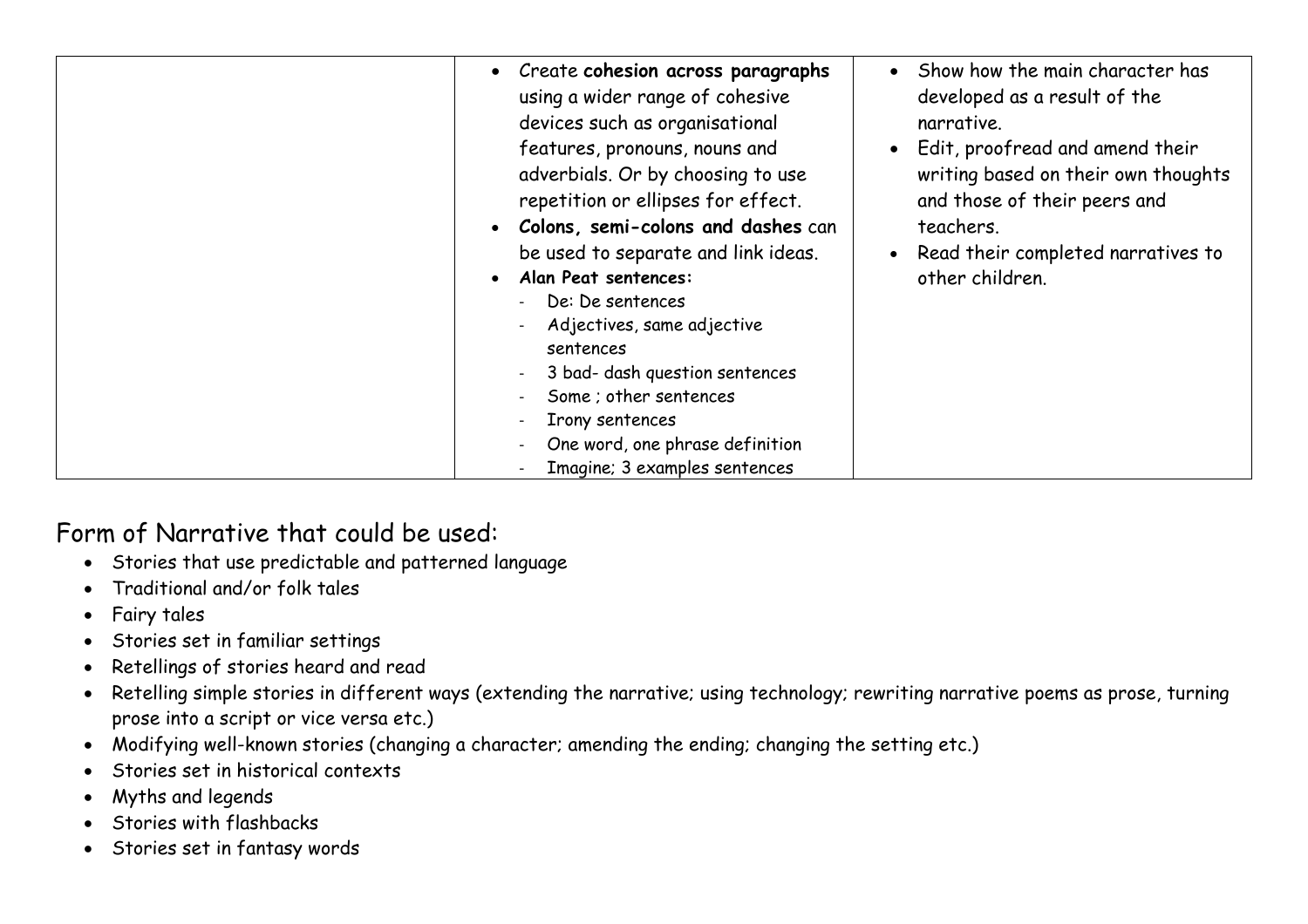| | | |
|---|---|---|
| | • Create **cohesion across paragraphs** using a wider range of cohesive devices such as organisational features, pronouns, nouns and adverbials. Or by choosing to use repetition or ellipses for effect.<br>• **Colons, semi-colons and dashes** can be used to separate and link ideas.<br>• **Alan Peat sentences:**<br>- De: De sentences<br>- Adjectives, same adjective sentences<br>- 3 bad- dash question sentences<br>- Some ; other sentences<br>- Irony sentences<br>- One word, one phrase definition<br>- Imagine; 3 examples sentences | • Show how the main character has developed as a result of the narrative.<br>• Edit, proofread and amend their writing based on their own thoughts and those of their peers and teachers.<br>• Read their completed narratives to other children. |

## Form of Narrative that could be used:

- Stories that use predictable and patterned language
- Traditional and/or folk tales
- Fairy tales
- Stories set in familiar settings
- Retellings of stories heard and read
- Retelling simple stories in different ways (extending the narrative; using technology; rewriting narrative poems as prose, turning prose into a script or vice versa etc.)
- Modifying well-known stories (changing a character; amending the ending; changing the setting etc.)
- Stories set in historical contexts
- Myths and legends
- Stories with flashbacks
- Stories set in fantasy words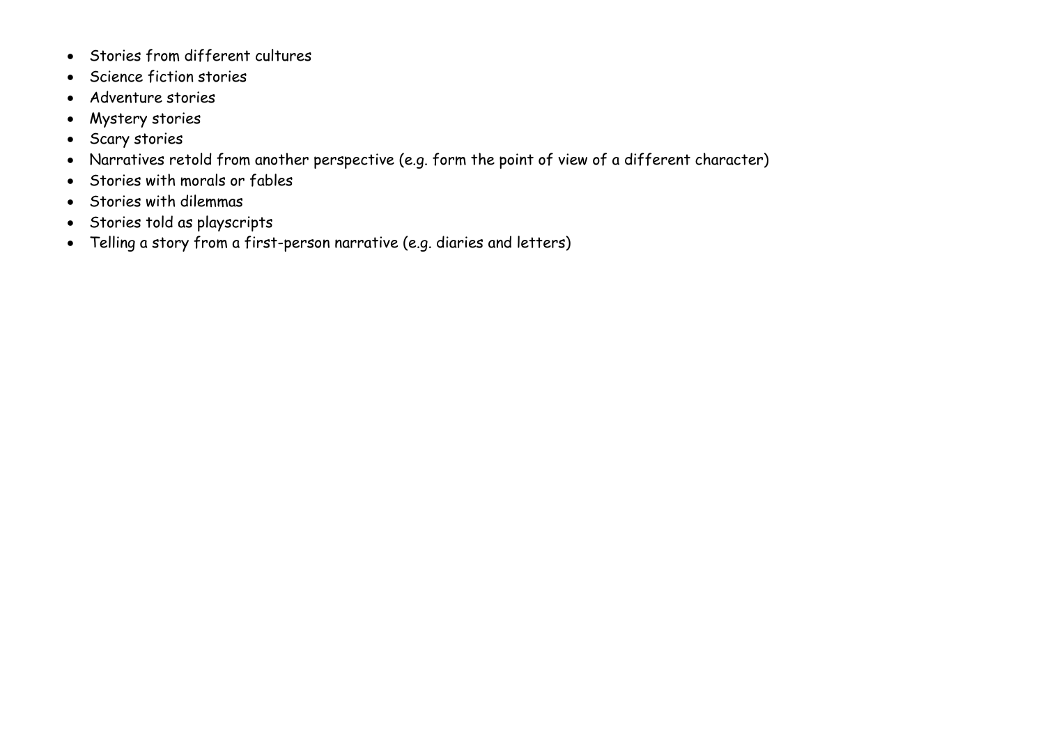- Stories from different cultures
- Science fiction stories
- Adventure stories
- Mystery stories
- Scary stories
- Narratives retold from another perspective (e.g. form the point of view of a different character)
- Stories with morals or fables
- Stories with dilemmas
- Stories told as playscripts
- Telling a story from a first-person narrative (e.g. diaries and letters)